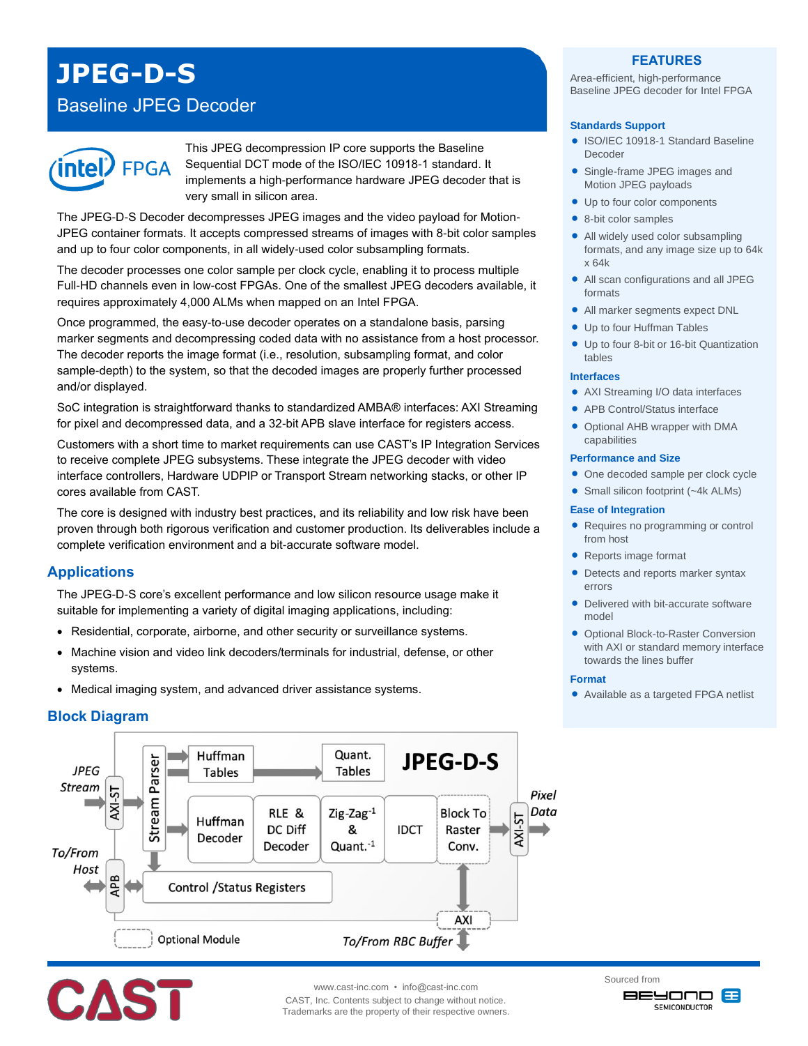# JPEG-D-S

## Baseline JPEG Decoder

This JPEG decompression IP core supports the Baseline Sequential DCT mode of the ISO/IEC 10918-1 standard. It implements a high-performance hardware JPEG decoder that is very small in silicon area.

The JPEG-D-S Decoder decompresses JPEG images and the video payload for Motion-JPEG container formats. It accepts compressed streams of images with 8-bit color samples and up to four color components, in all widely-used color subsampling formats.

The decoder processes one color sample per clock cycle, enabling it to process multiple Full-HD channels even in low-cost FPGAs. One of the smallest JPEG decoders available, it requires approximately 4,000 ALMs when mapped on an Intel FPGA.

Once programmed, the easy-to-use decoder operates on a standalone basis, parsing marker segments and decompressing coded data with no assistance from a host processor. The decoder reports the image format (i.e., resolution, subsampling format, and color sample-depth) to the system, so that the decoded images are properly further processed and/or displayed.

SoC integration is straightforward thanks to standardized AMBA® interfaces: AXI Streaming for pixel and decompressed data, and a 32-bit APB slave interface for registers access.

Customers with a short time to market requirements can use CAST's IP Integration Services to receive complete JPEG subsystems. These integrate the JPEG decoder with video interface controllers, Hardware UDPIP or Transport Stream networking stacks, or other IP cores available from CAST.

The core is designed with industry best practices, and its reliability and low risk have been proven through both rigorous verification and customer production. Its deliverables include a complete verification environment and a bit-accurate software model.

## Applications

The JPEG-D-S core's excellent performance and low silicon resource usage make it suitable for implementing a variety of digital imaging applications, including:

- Residential, corporate, airborne, and other security or surveillance systems.
- Machine vision and video link decoders/terminals for industrial, defense, or other systems.
- Medical imaging system, and advanced driver assistance systems.

## Block Diagram

JPEG Stream → AXI-ST → Stream Parser → Huffman Tables → Quant. Tables; Huffman Decoder → RLE & DC Diff Decoder → Zig-Zag$^{-1}$ & Quant.$^{-1}$ → IDCT → Block To Raster Conv. → AXI-ST → Pixel Data

To/From Host ↔ APB ↔ Control /Status Registers

AXI ↔ To/From RBC Buffer

Optional Module

## FEATURES

Area-efficient, high-performance Baseline JPEG decoder for Intel FPGA

### Standards Support

- ISO/IEC 10918-1 Standard Baseline Decoder
- Single-frame JPEG images and Motion JPEG payloads
- Up to four color components
- 8-bit color samples
- All widely used color subsampling formats, and any image size up to 64k x 64k
- All scan configurations and all JPEG formats
- All marker segments expect DNL
- Up to four Huffman Tables
- Up to four 8-bit or 16-bit Quantization tables

### Interfaces

- AXI Streaming I/O data interfaces
- APB Control/Status interface
- Optional AHB wrapper with DMA capabilities

### Performance and Size

- One decoded sample per clock cycle
- Small silicon footprint (~4k ALMs)

### Ease of Integration

- Requires no programming or control from host
- Reports image format
- Detects and reports marker syntax errors
- Delivered with bit-accurate software model
- Optional Block-to-Raster Conversion with AXI or standard memory interface towards the lines buffer

### Format

- Available as a targeted FPGA netlist

www.cast-inc.com • info@cast-inc.com
CAST, Inc. Contents subject to change without notice.
Trademarks are the property of their respective owners.

Sourced from Beyond Semiconductor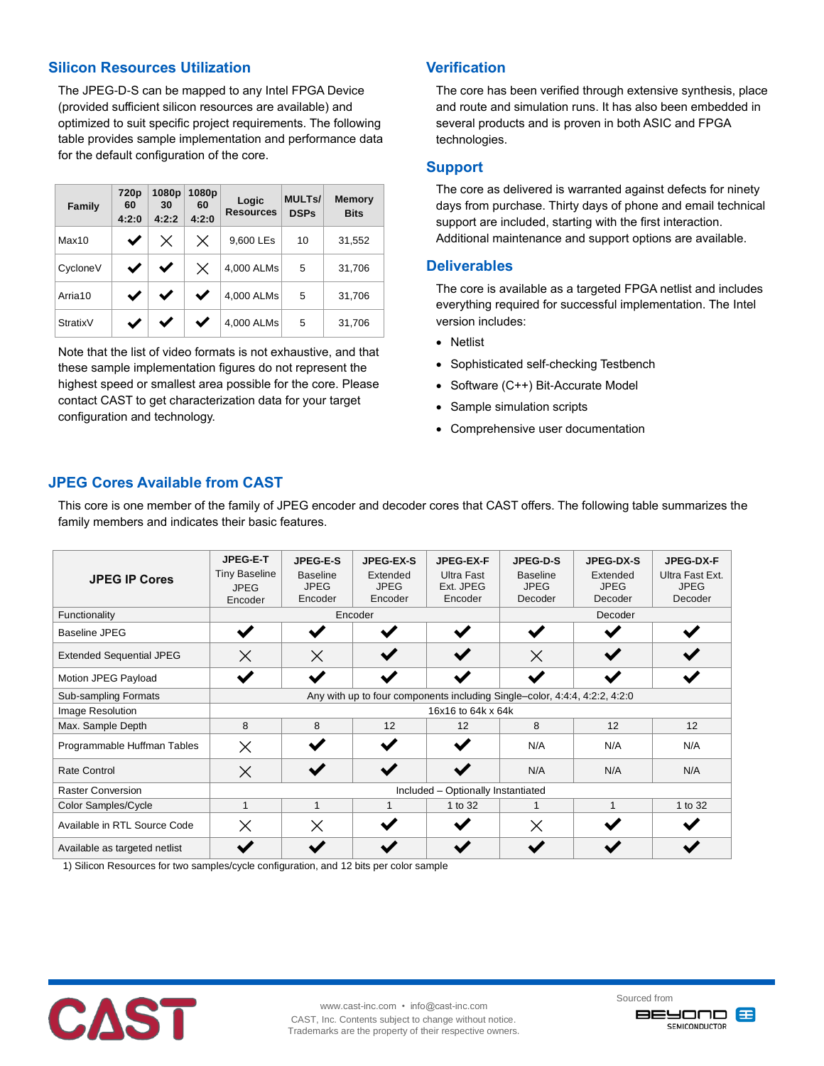## Silicon Resources Utilization

The JPEG-D-S can be mapped to any Intel FPGA Device (provided sufficient silicon resources are available) and optimized to suit specific project requirements. The following table provides sample implementation and performance data for the default configuration of the core.

| Family | 720p 60 4:2:0 | 1080p 30 4:2:2 | 1080p 60 4:2:0 | Logic Resources | MULTs/ DSPs | Memory Bits |
|---|---|---|---|---|---|---|
| Max10 | ✔ | ✕ | ✕ | 9,600 LEs | 10 | 31,552 |
| CycloneV | ✔ | ✔ | ✕ | 4,000 ALMs | 5 | 31,706 |
| Arria10 | ✔ | ✔ | ✔ | 4,000 ALMs | 5 | 31,706 |
| StratixV | ✔ | ✔ | ✔ | 4,000 ALMs | 5 | 31,706 |

Note that the list of video formats is not exhaustive, and that these sample implementation figures do not represent the highest speed or smallest area possible for the core. Please contact CAST to get characterization data for your target configuration and technology.

## Verification

The core has been verified through extensive synthesis, place and route and simulation runs. It has also been embedded in several products and is proven in both ASIC and FPGA technologies.

## Support

The core as delivered is warranted against defects for ninety days from purchase. Thirty days of phone and email technical support are included, starting with the first interaction. Additional maintenance and support options are available.

## Deliverables

The core is available as a targeted FPGA netlist and includes everything required for successful implementation. The Intel version includes:

- Netlist
- Sophisticated self-checking Testbench
- Software (C++) Bit-Accurate Model
- Sample simulation scripts
- Comprehensive user documentation

## JPEG Cores Available from CAST

This core is one member of the family of JPEG encoder and decoder cores that CAST offers. The following table summarizes the family members and indicates their basic features.

| JPEG IP Cores | JPEG-E-T Tiny Baseline JPEG Encoder | JPEG-E-S Baseline JPEG Encoder | JPEG-EX-S Extended JPEG Encoder | JPEG-EX-F Ultra Fast Ext. JPEG Encoder | JPEG-D-S Baseline JPEG Decoder | JPEG-DX-S Extended JPEG Decoder | JPEG-DX-F Ultra Fast Ext. JPEG Decoder |
|---|---|---|---|---|---|---|---|
| Functionality | Encoder | | | | Decoder | | |
| Baseline JPEG | ✔ | ✔ | ✔ | ✔ | ✔ | ✔ | ✔ |
| Extended Sequential JPEG | ✕ | ✕ | ✔ | ✔ | ✕ | ✔ | ✔ |
| Motion JPEG Payload | ✔ | ✔ | ✔ | ✔ | ✔ | ✔ | ✔ |
| Sub-sampling Formats | Any with up to four components including Single–color, 4:4:4, 4:2:2, 4:2:0 | | | | | | |
| Image Resolution | 16x16 to 64k x 64k | | | | | | |
| Max. Sample Depth | 8 | 8 | 12 | 12 | 8 | 12 | 12 |
| Programmable Huffman Tables | ✕ | ✔ | ✔ | ✔ | N/A | N/A | N/A |
| Rate Control | ✕ | ✔ | ✔ | ✔ | N/A | N/A | N/A |
| Raster Conversion | Included – Optionally Instantiated | | | | | | |
| Color Samples/Cycle | 1 | 1 | 1 | 1 to 32 | 1 | 1 | 1 to 32 |
| Available in RTL Source Code | ✕ | ✕ | ✔ | ✔ | ✕ | ✔ | ✔ |
| Available as targeted netlist | ✔ | ✔ | ✔ | ✔ | ✔ | ✔ | ✔ |

1) Silicon Resources for two samples/cycle configuration, and 12 bits per color sample

www.cast-inc.com • info@cast-inc.com
CAST, Inc. Contents subject to change without notice.
Trademarks are the property of their respective owners.

Sourced from BEYOND SEMICONDUCTOR